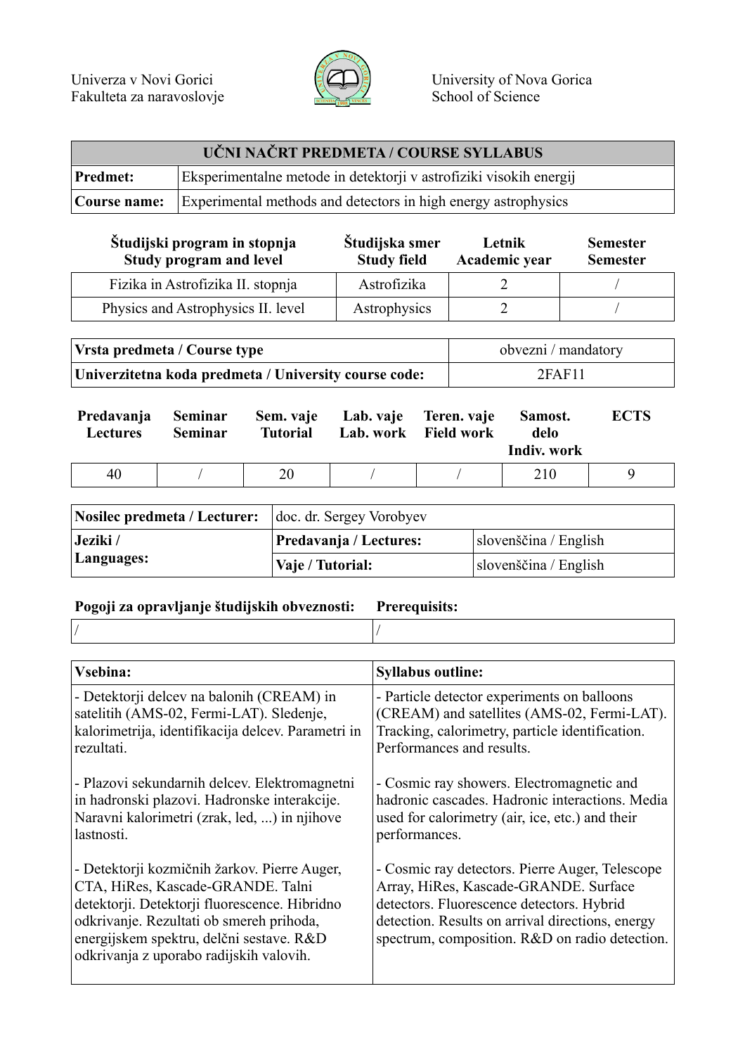Univerza v Novi Gorici
Fakulteta za naravoslovje

University of Nova Gorica
School of Science

| UČNI NAČRT PREDMETA / COURSE SYLLABUS | |
|---|---|
| **Predmet:** | Eksperimentalne metode in detektorji v astrofiziki visokih energij |
| **Course name:** | Experimental methods and detectors in high energy astrophysics |

| Študijski program in stopnja<br>Study program and level | Študijska smer<br>Study field | Letnik<br>Academic year | Semester<br>Semester |
|---|---|---|---|
| Fizika in Astrofizika II. stopnja | Astrofizika | 2 | / |
| Physics and Astrophysics II. level | Astrophysics | 2 | / |

| | |
|---|---|
| **Vrsta predmeta / Course type** | obvezni / mandatory |
| **Univerzitetna koda predmeta / University course code:** | 2FAF11 |

| Predavanja<br>Lectures | Seminar<br>Seminar | Sem. vaje<br>Tutorial | Lab. vaje<br>Lab. work | Teren. vaje<br>Field work | Samost. delo<br>Indiv. work | ECTS |
|---|---|---|---|---|---|---|
| 40 | / | 20 | / | / | 210 | 9 |

| | | |
|---|---|---|
| **Nosilec predmeta / Lecturer:** | doc. dr. Sergey Vorobyev | |
| **Jeziki / Languages:** | **Predavanja / Lectures:** | slovenščina / English |
| | **Vaje / Tutorial:** | slovenščina / English |

| Pogoji za opravljanje študijskih obveznosti: | Prerequisits: |
|---|---|
| / | / |

| Vsebina: | Syllabus outline: |
|---|---|
| - Detektorji delcev na balonih (CREAM) in satelitih (AMS-02, Fermi-LAT). Sledenje, kalorimetrija, identifikacija delcev. Parametri in rezultati. | - Particle detector experiments on balloons (CREAM) and satellites (AMS-02, Fermi-LAT). Tracking, calorimetry, particle identification. Performances and results. |
| - Plazovi sekundarnih delcev. Elektromagnetni in hadronski plazovi. Hadronske interakcije. Naravni kalorimetri (zrak, led, ...) in njihove lastnosti. | - Cosmic ray showers. Electromagnetic and hadronic cascades. Hadronic interactions. Media used for calorimetry (air, ice, etc.) and their performances. |
| - Detektorji kozmičnih žarkov. Pierre Auger, CTA, HiRes, Kascade-GRANDE. Talni detektorji. Detektorji fluorescence. Hibridno odkrivanje. Rezultati ob smereh prihoda, energijskem spektru, delčni sestave. R&D odkrivanja z uporabo radijskih valovih. | - Cosmic ray detectors. Pierre Auger, Telescope Array, HiRes, Kascade-GRANDE. Surface detectors. Fluorescence detectors. Hybrid detection. Results on arrival directions, energy spectrum, composition. R&D on radio detection. |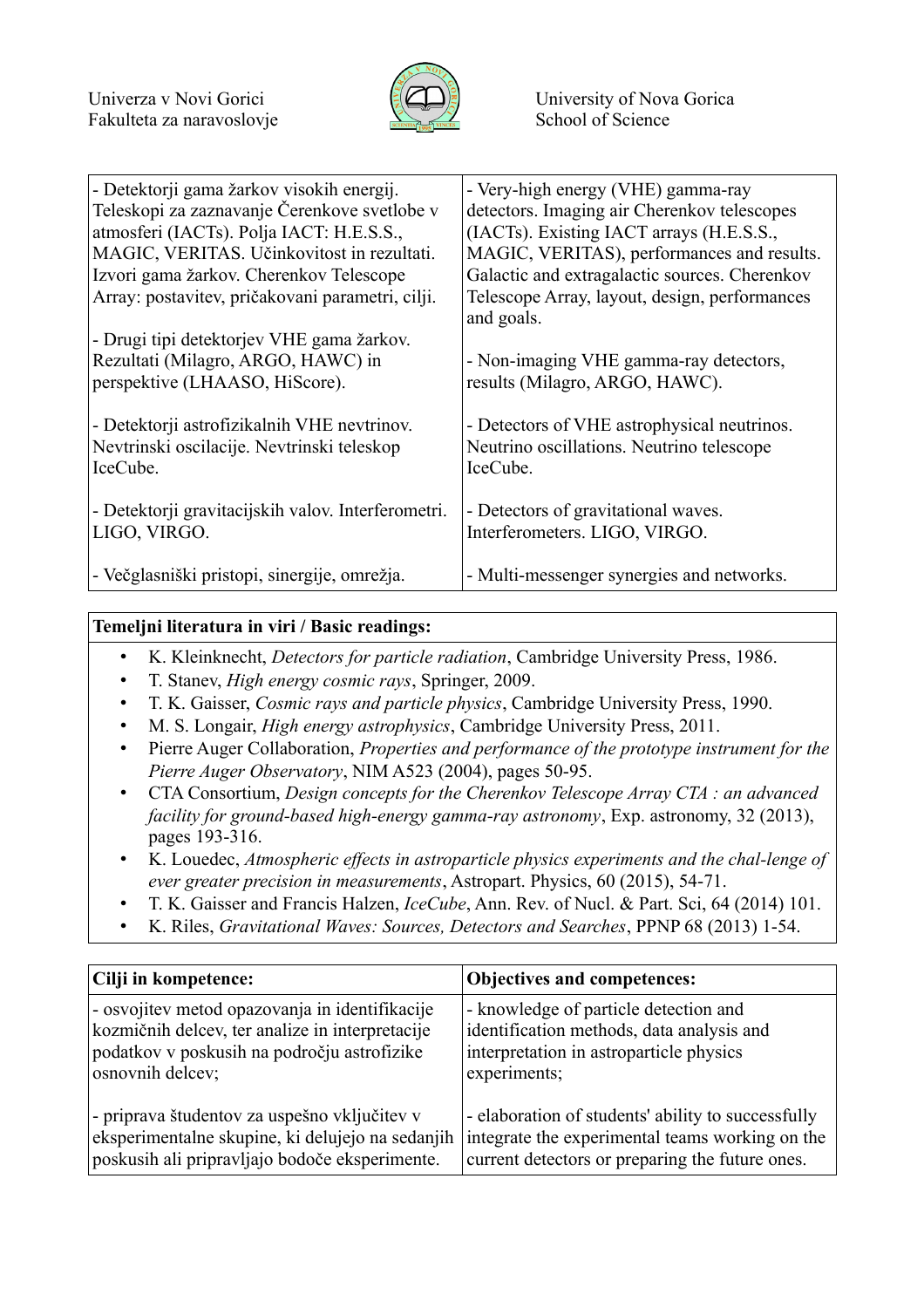| - Detektorji gama žarkov visokih energij. Teleskopi za zaznavanje Čerenkove svetlobe v atmosferi (IACTs). Polja IACT: H.E.S.S., MAGIC, VERITAS. Učinkovitost in rezultati. Izvori gama žarkov. Cherenkov Telescope Array: postavitev, pričakovani parametri, cilji. | - Very-high energy (VHE) gamma-ray detectors. Imaging air Cherenkov telescopes (IACTs). Existing IACT arrays (H.E.S.S., MAGIC, VERITAS), performances and results. Galactic and extragalactic sources. Cherenkov Telescope Array, layout, design, performances and goals. |
|---|---|
| - Drugi tipi detektorjev VHE gama žarkov. Rezultati (Milagro, ARGO, HAWC) in perspektive (LHAASO, HiScore). | - Non-imaging VHE gamma-ray detectors, results (Milagro, ARGO, HAWC). |
| - Detektorji astrofizikalnih VHE nevtrinov. Nevtrinski oscilacije. Nevtrinski teleskop IceCube. | - Detectors of VHE astrophysical neutrinos. Neutrino oscillations. Neutrino telescope IceCube. |
| - Detektorji gravitacijskih valov. Interferometri. LIGO, VIRGO. | - Detectors of gravitational waves. Interferometers. LIGO, VIRGO. |
| - Večglasniški pristopi, sinergije, omrežja. | - Multi-messenger synergies and networks. |

**Temeljni literatura in viri / Basic readings:**

- K. Kleinknecht, *Detectors for particle radiation*, Cambridge University Press, 1986.
- T. Stanev, *High energy cosmic rays*, Springer, 2009.
- T. K. Gaisser, *Cosmic rays and particle physics*, Cambridge University Press, 1990.
- M. S. Longair, *High energy astrophysics*, Cambridge University Press, 2011.
- Pierre Auger Collaboration, *Properties and performance of the prototype instrument for the Pierre Auger Observatory*, NIM A523 (2004), pages 50-95.
- CTA Consortium, *Design concepts for the Cherenkov Telescope Array CTA : an advanced facility for ground-based high-energy gamma-ray astronomy*, Exp. astronomy, 32 (2013), pages 193-316.
- K. Louedec, *Atmospheric effects in astroparticle physics experiments and the chal-lenge of ever greater precision in measurements*, Astropart. Physics, 60 (2015), 54-71.
- T. K. Gaisser and Francis Halzen, *IceCube*, Ann. Rev. of Nucl. & Part. Sci, 64 (2014) 101.
- K. Riles, *Gravitational Waves: Sources, Detectors and Searches*, PPNP 68 (2013) 1-54.

| **Cilji in kompetence:** | **Objectives and competences:** |
|---|---|
| - osvojitev metod opazovanja in identifikacije kozmičnih delcev, ter analize in interpretacije podatkov v poskusih na področju astrofizike osnovnih delcev; | - knowledge of particle detection and identification methods, data analysis and interpretation in astroparticle physics experiments; |
| - priprava študentov za uspešno vključitev v eksperimentalne skupine, ki delujejo na sedanjih poskusih ali pripravljajo bodoče eksperimente. | - elaboration of students' ability to successfully integrate the experimental teams working on the current detectors or preparing the future ones. |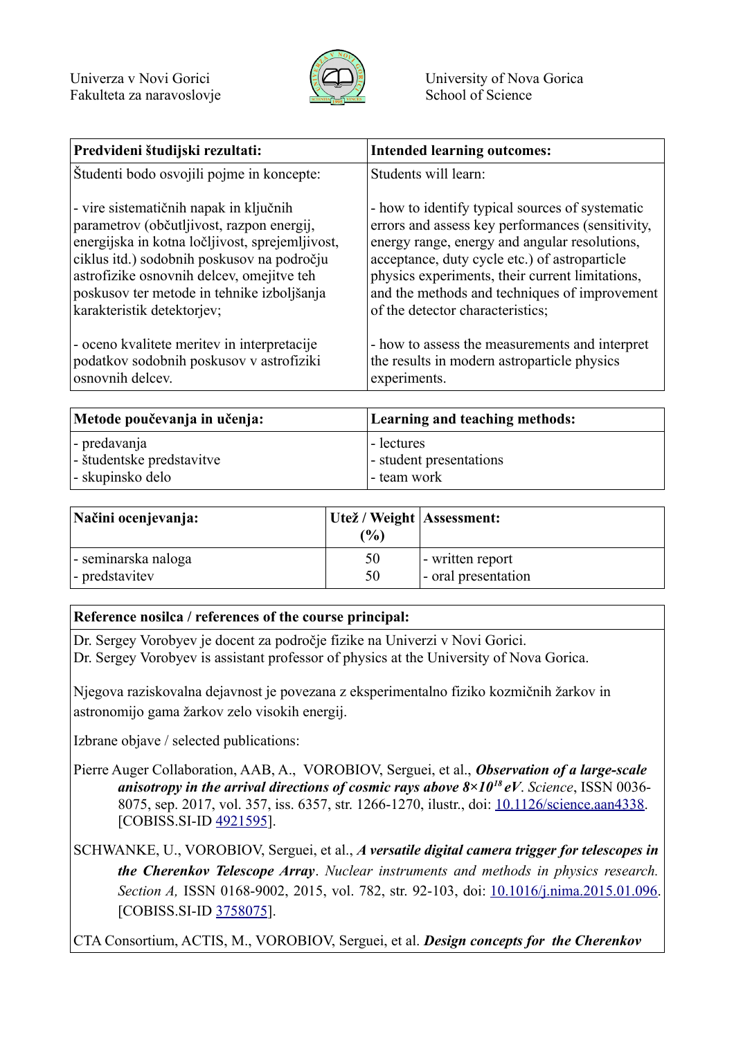| Predvideni študijski rezultati: | Intended learning outcomes: |
|---|---|
| Študenti bodo osvojili pojme in koncepte:<br><br>- vire sistematičnih napak in ključnih parametrov (občutljivost, razpon energij, energijska in kotna ločljivost, sprejemljivost, ciklus itd.) sodobnih poskusov na področju astrofizike osnovnih delcev, omejitve teh poskusov ter metode in tehnike izboljšanja karakteristik detektorjev;<br><br>- oceno kvalitete meritev in interpretacije podatkov sodobnih poskusov v astrofiziki osnovnih delcev. | Students will learn:<br><br>- how to identify typical sources of systematic errors and assess key performances (sensitivity, energy range, energy and angular resolutions, acceptance, duty cycle etc.) of astroparticle physics experiments, their current limitations, and the methods and techniques of improvement of the detector characteristics;<br><br>- how to assess the measurements and interpret the results in modern astroparticle physics experiments. |

| Metode poučevanja in učenja: | Learning and teaching methods: |
|---|---|
| - predavanja<br>- študentske predstavitve<br>- skupinsko delo | - lectures<br>- student presentations<br>- team work |

| Načini ocenjevanja: | Utež / Weight (%) | Assessment: |
|---|---|---|
| - seminarska naloga | 50 | - written report |
| - predstavitev | 50 | - oral presentation |

**Reference nosilca / references of the course principal:**

Dr. Sergey Vorobyev je docent za področje fizike na Univerzi v Novi Gorici.
Dr. Sergey Vorobyev is assistant professor of physics at the University of Nova Gorica.

Njegova raziskovalna dejavnost je povezana z eksperimentalno fiziko kozmičnih žarkov in astronomijo gama žarkov zelo visokih energij.

Izbrane objave / selected publications:

Pierre Auger Collaboration, AAB, A., VOROBIOV, Serguei, et al., ***Observation of a large-scale anisotropy in the arrival directions of cosmic rays above $8{\times}10^{18}$ eV***. *Science*, ISSN 0036-8075, sep. 2017, vol. 357, iss. 6357, str. 1266-1270, ilustr., doi: 10.1126/science.aan4338. [COBISS.SI-ID 4921595].

SCHWANKE, U., VOROBIOV, Serguei, et al., ***A versatile digital camera trigger for telescopes in the Cherenkov Telescope Array***. *Nuclear instruments and methods in physics research. Section A,* ISSN 0168-9002, 2015, vol. 782, str. 92-103, doi: 10.1016/j.nima.2015.01.096. [COBISS.SI-ID 3758075].

CTA Consortium, ACTIS, M., VOROBIOV, Serguei, et al. ***Design concepts for the Cherenkov***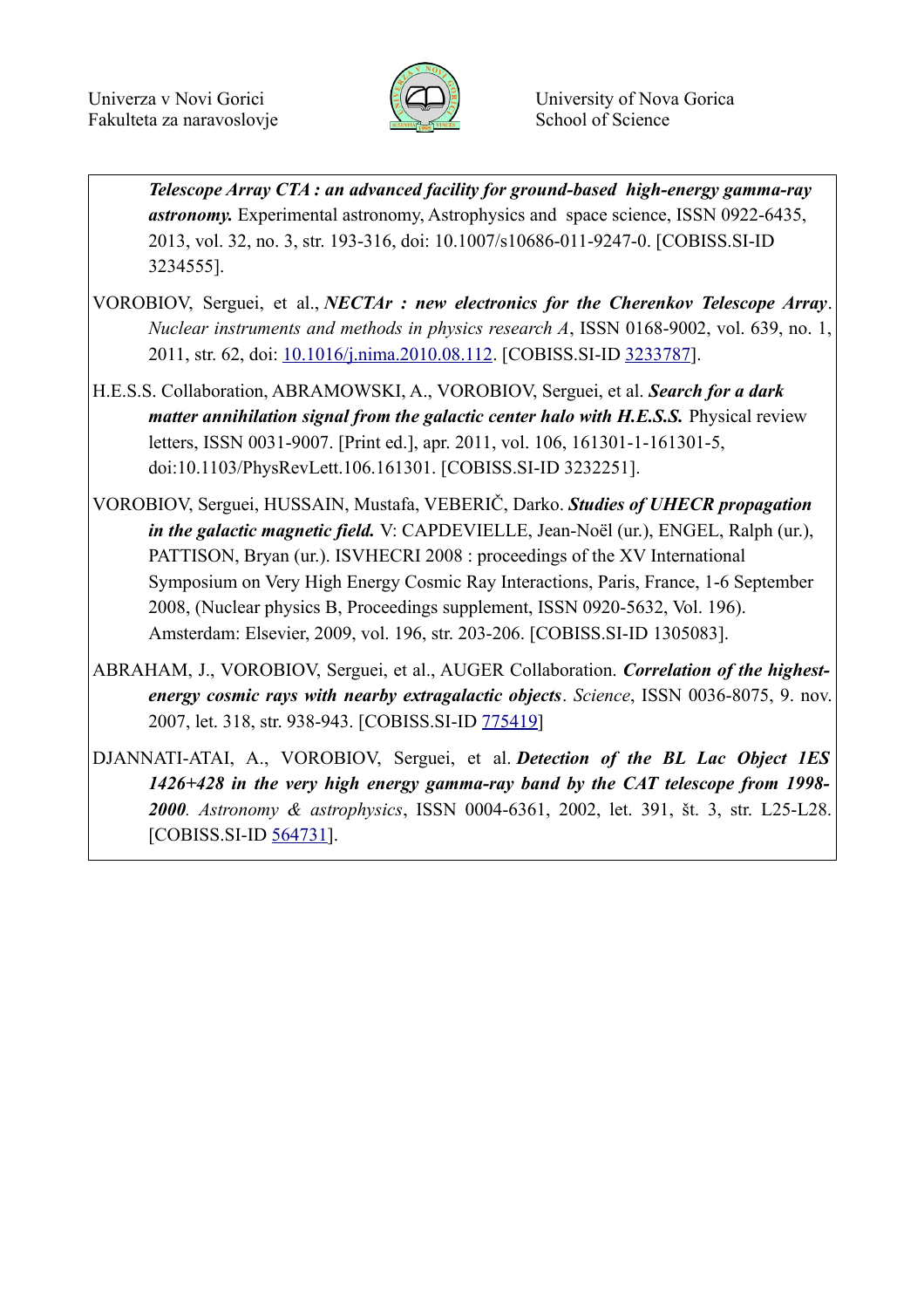*Telescope Array CTA : an advanced facility for ground-based  high-energy gamma-ray astronomy.* Experimental astronomy, Astrophysics and  space science, ISSN 0922-6435, 2013, vol. 32, no. 3, str. 193-316, doi: 10.1007/s10686-011-9247-0. [COBISS.SI-ID 3234555].

VOROBIOV, Serguei, et al., ***NECTAr : new electronics for the Cherenkov Telescope Array***. *Nuclear instruments and methods in physics research A*, ISSN 0168-9002, vol. 639, no. 1, 2011, str. 62, doi: 10.1016/j.nima.2010.08.112. [COBISS.SI-ID 3233787].

H.E.S.S. Collaboration, ABRAMOWSKI, A., VOROBIOV, Serguei, et al. ***Search for a dark matter annihilation signal from the galactic center halo with H.E.S.S.*** Physical review letters, ISSN 0031-9007. [Print ed.], apr. 2011, vol. 106, 161301-1-161301-5, doi:10.1103/PhysRevLett.106.161301. [COBISS.SI-ID 3232251].

VOROBIOV, Serguei, HUSSAIN, Mustafa, VEBERIČ, Darko. ***Studies of UHECR propagation in the galactic magnetic field.*** V: CAPDEVIELLE, Jean-Noël (ur.), ENGEL, Ralph (ur.), PATTISON, Bryan (ur.). ISVHECRI 2008 : proceedings of the XV International Symposium on Very High Energy Cosmic Ray Interactions, Paris, France, 1-6 September 2008, (Nuclear physics B, Proceedings supplement, ISSN 0920-5632, Vol. 196). Amsterdam: Elsevier, 2009, vol. 196, str. 203-206. [COBISS.SI-ID 1305083].

ABRAHAM, J., VOROBIOV, Serguei, et al., AUGER Collaboration. ***Correlation of the highest-energy cosmic rays with nearby extragalactic objects***. *Science*, ISSN 0036-8075, 9. nov. 2007, let. 318, str. 938-943. [COBISS.SI-ID 775419]

DJANNATI-ATAI, A., VOROBIOV, Serguei, et al. ***Detection of the BL Lac Object 1ES 1426+428 in the very high energy gamma-ray band by the CAT telescope from 1998-2000***. *Astronomy & astrophysics*, ISSN 0004-6361, 2002, let. 391, št. 3, str. L25-L28. [COBISS.SI-ID 564731].